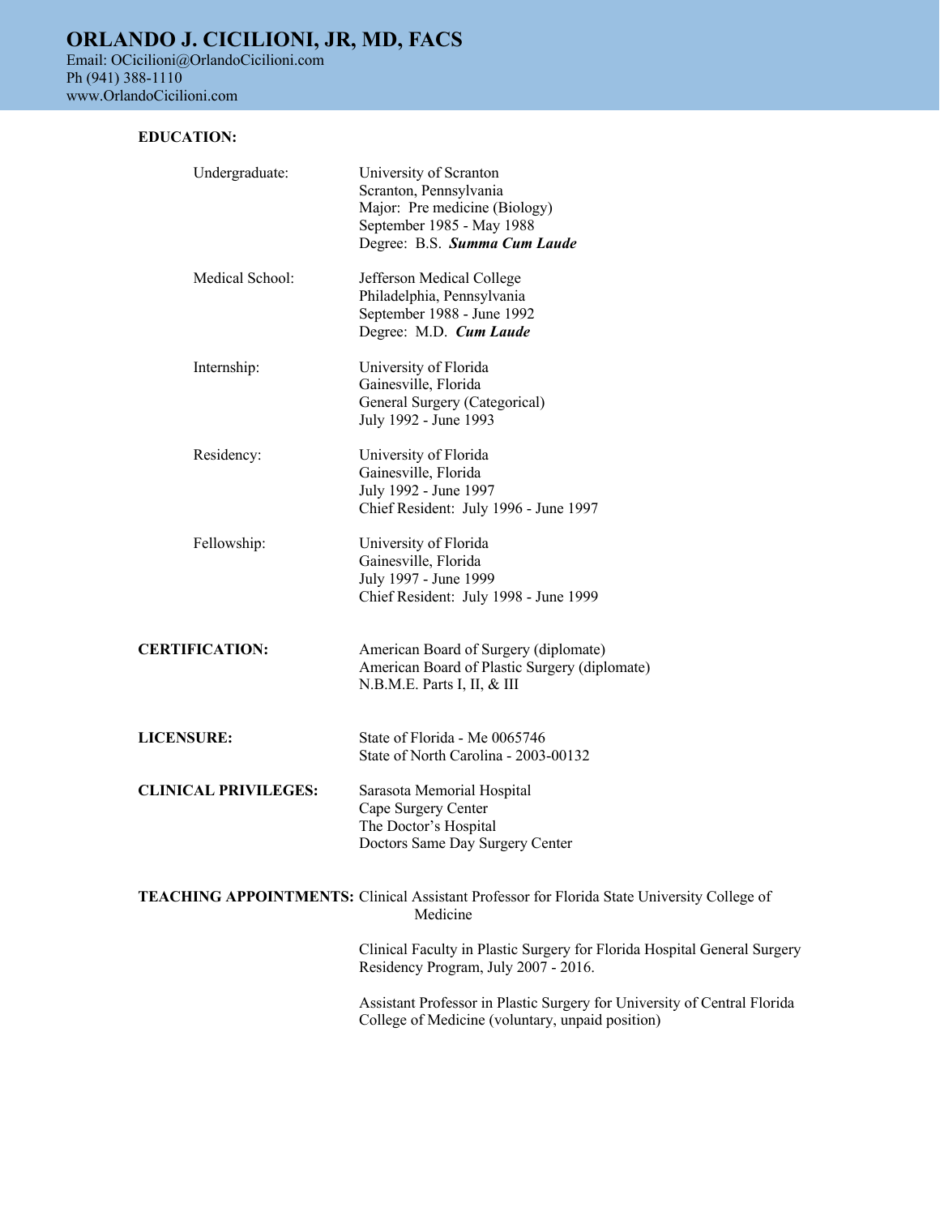# ORLANDO J. CICILIONI, JR, MD, FACS

Email: OCicilioni@OrlandoCicilioni.com
Ph (941) 388-1110
www.OrlandoCicilioni.com

## EDUCATION:

**Undergraduate:**
University of Scranton
Scranton, Pennsylvania
Major: Pre medicine (Biology)
September 1985 - May 1988
Degree: B.S. ***Summa Cum Laude***

**Medical School:**
Jefferson Medical College
Philadelphia, Pennsylvania
September 1988 - June 1992
Degree: M.D. ***Cum Laude***

**Internship:**
University of Florida
Gainesville, Florida
General Surgery (Categorical)
July 1992 - June 1993

**Residency:**
University of Florida
Gainesville, Florida
July 1992 - June 1997
Chief Resident: July 1996 - June 1997

**Fellowship:**
University of Florida
Gainesville, Florida
July 1997 - June 1999
Chief Resident: July 1998 - June 1999

## CERTIFICATION:

American Board of Surgery (diplomate)
American Board of Plastic Surgery (diplomate)
N.B.M.E. Parts I, II, & III

## LICENSURE:

State of Florida - Me 0065746
State of North Carolina - 2003-00132

## CLINICAL PRIVILEGES:

Sarasota Memorial Hospital
Cape Surgery Center
The Doctor's Hospital
Doctors Same Day Surgery Center

## TEACHING APPOINTMENTS:

Clinical Assistant Professor for Florida State University College of Medicine

Clinical Faculty in Plastic Surgery for Florida Hospital General Surgery Residency Program, July 2007 - 2016.

Assistant Professor in Plastic Surgery for University of Central Florida College of Medicine (voluntary, unpaid position)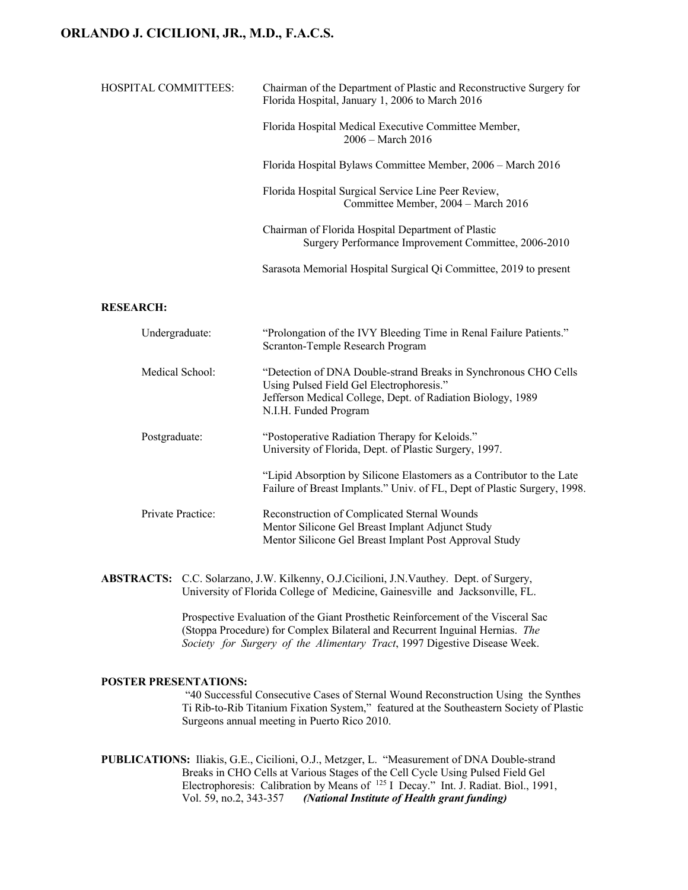HOSPITAL COMMITTEES:

Chairman of the Department of Plastic and Reconstructive Surgery for Florida Hospital, January 1, 2006 to March 2016

Florida Hospital Medical Executive Committee Member, 2006 – March 2016

Florida Hospital Bylaws Committee Member, 2006 – March 2016

Florida Hospital Surgical Service Line Peer Review, Committee Member, 2004 – March 2016

Chairman of Florida Hospital Department of Plastic Surgery Performance Improvement Committee, 2006-2010

Sarasota Memorial Hospital Surgical Qi Committee, 2019 to present

**RESEARCH:**

Undergraduate: "Prolongation of the IVY Bleeding Time in Renal Failure Patients." Scranton-Temple Research Program

Medical School: "Detection of DNA Double-strand Breaks in Synchronous CHO Cells Using Pulsed Field Gel Electrophoresis." Jefferson Medical College, Dept. of Radiation Biology, 1989 N.I.H. Funded Program

Postgraduate: "Postoperative Radiation Therapy for Keloids." University of Florida, Dept. of Plastic Surgery, 1997.

"Lipid Absorption by Silicone Elastomers as a Contributor to the Late Failure of Breast Implants." Univ. of FL, Dept of Plastic Surgery, 1998.

Private Practice: Reconstruction of Complicated Sternal Wounds
Mentor Silicone Gel Breast Implant Adjunct Study
Mentor Silicone Gel Breast Implant Post Approval Study

**ABSTRACTS:** C.C. Solarzano, J.W. Kilkenny, O.J.Cicilioni, J.N.Vauthey. Dept. of Surgery, University of Florida College of Medicine, Gainesville and Jacksonville, FL.

Prospective Evaluation of the Giant Prosthetic Reinforcement of the Visceral Sac (Stoppa Procedure) for Complex Bilateral and Recurrent Inguinal Hernias. *The Society for Surgery of the Alimentary Tract*, 1997 Digestive Disease Week.

**POSTER PRESENTATIONS:**

"40 Successful Consecutive Cases of Sternal Wound Reconstruction Using the Synthes Ti Rib-to-Rib Titanium Fixation System," featured at the Southeastern Society of Plastic Surgeons annual meeting in Puerto Rico 2010.

**PUBLICATIONS:** Iliakis, G.E., Cicilioni, O.J., Metzger, L. "Measurement of DNA Double-strand Breaks in CHO Cells at Various Stages of the Cell Cycle Using Pulsed Field Gel Electrophoresis: Calibration by Means of $^{125}$I Decay." Int. J. Radiat. Biol., 1991, Vol. 59, no.2, 343-357 ***(National Institute of Health grant funding)***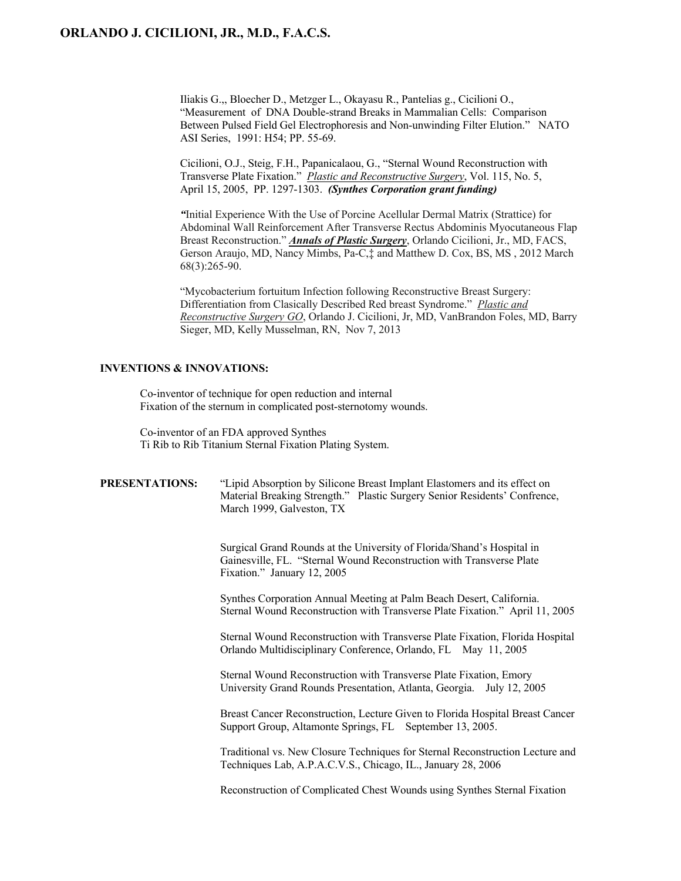Iliakis G.,, Bloecher D., Metzger L., Okayasu R., Pantelias g., Cicilioni O., "Measurement of DNA Double-strand Breaks in Mammalian Cells: Comparison Between Pulsed Field Gel Electrophoresis and Non-unwinding Filter Elution." NATO ASI Series, 1991: H54; PP. 55-69.

Cicilioni, O.J., Steig, F.H., Papanicalaou, G., "Sternal Wound Reconstruction with Transverse Plate Fixation." _Plastic and Reconstructive Surgery_, Vol. 115, No. 5, April 15, 2005, PP. 1297-1303. ***(Synthes Corporation grant funding)***

*"*Initial Experience With the Use of Porcine Acellular Dermal Matrix (Strattice) for Abdominal Wall Reinforcement After Transverse Rectus Abdominis Myocutaneous Flap Breast Reconstruction." ***Annals of Plastic Surgery***, Orlando Cicilioni, Jr., MD, FACS, Gerson Araujo, MD, Nancy Mimbs, Pa-C,‡ and Matthew D. Cox, BS, MS , 2012 March 68(3):265-90.

"Mycobacterium fortuitum Infection following Reconstructive Breast Surgery: Differentiation from Clasically Described Red breast Syndrome." _Plastic and Reconstructive Surgery GO_, Orlando J. Cicilioni, Jr, MD, VanBrandon Foles, MD, Barry Sieger, MD, Kelly Musselman, RN, Nov 7, 2013

**INVENTIONS & INNOVATIONS:**

Co-inventor of technique for open reduction and internal Fixation of the sternum in complicated post-sternotomy wounds.

Co-inventor of an FDA approved Synthes Ti Rib to Rib Titanium Sternal Fixation Plating System.

**PRESENTATIONS:**

"Lipid Absorption by Silicone Breast Implant Elastomers and its effect on Material Breaking Strength." Plastic Surgery Senior Residents' Confrence, March 1999, Galveston, TX

Surgical Grand Rounds at the University of Florida/Shand's Hospital in Gainesville, FL. "Sternal Wound Reconstruction with Transverse Plate Fixation." January 12, 2005

Synthes Corporation Annual Meeting at Palm Beach Desert, California. Sternal Wound Reconstruction with Transverse Plate Fixation." April 11, 2005

Sternal Wound Reconstruction with Transverse Plate Fixation, Florida Hospital Orlando Multidisciplinary Conference, Orlando, FL May 11, 2005

Sternal Wound Reconstruction with Transverse Plate Fixation, Emory University Grand Rounds Presentation, Atlanta, Georgia. July 12, 2005

Breast Cancer Reconstruction, Lecture Given to Florida Hospital Breast Cancer Support Group, Altamonte Springs, FL September 13, 2005.

Traditional vs. New Closure Techniques for Sternal Reconstruction Lecture and Techniques Lab, A.P.A.C.V.S., Chicago, IL., January 28, 2006

Reconstruction of Complicated Chest Wounds using Synthes Sternal Fixation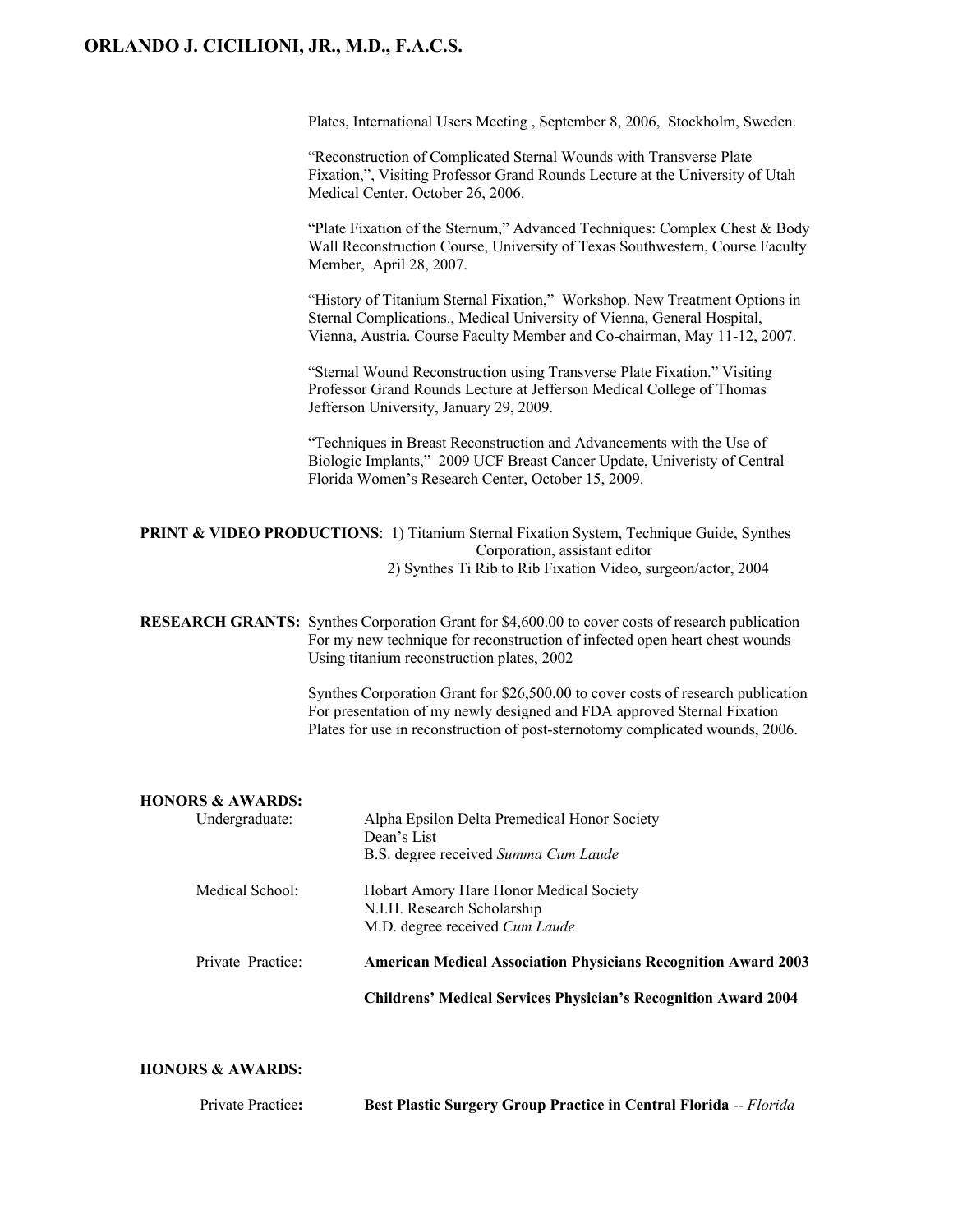Plates, International Users Meeting , September 8, 2006, Stockholm, Sweden.

"Reconstruction of Complicated Sternal Wounds with Transverse Plate Fixation,", Visiting Professor Grand Rounds Lecture at the University of Utah Medical Center, October 26, 2006.

"Plate Fixation of the Sternum," Advanced Techniques: Complex Chest & Body Wall Reconstruction Course, University of Texas Southwestern, Course Faculty Member, April 28, 2007.

"History of Titanium Sternal Fixation," Workshop. New Treatment Options in Sternal Complications., Medical University of Vienna, General Hospital, Vienna, Austria. Course Faculty Member and Co-chairman, May 11-12, 2007.

"Sternal Wound Reconstruction using Transverse Plate Fixation." Visiting Professor Grand Rounds Lecture at Jefferson Medical College of Thomas Jefferson University, January 29, 2009.

"Techniques in Breast Reconstruction and Advancements with the Use of Biologic Implants," 2009 UCF Breast Cancer Update, Univeristy of Central Florida Women's Research Center, October 15, 2009.

**PRINT & VIDEO PRODUCTIONS**: 1) Titanium Sternal Fixation System, Technique Guide, Synthes Corporation, assistant editor
2) Synthes Ti Rib to Rib Fixation Video, surgeon/actor, 2004

**RESEARCH GRANTS:** Synthes Corporation Grant for $4,600.00 to cover costs of research publication For my new technique for reconstruction of infected open heart chest wounds Using titanium reconstruction plates, 2002

Synthes Corporation Grant for $26,500.00 to cover costs of research publication For presentation of my newly designed and FDA approved Sternal Fixation Plates for use in reconstruction of post-sternotomy complicated wounds, 2006.

**HONORS & AWARDS:**

Undergraduate:
- Alpha Epsilon Delta Premedical Honor Society
- Dean's List
- B.S. degree received *Summa Cum Laude*

Medical School:
- Hobart Amory Hare Honor Medical Society
- N.I.H. Research Scholarship
- M.D. degree received *Cum Laude*

Private Practice:
- **American Medical Association Physicians Recognition Award 2003**
- **Childrens' Medical Services Physician's Recognition Award 2004**

**HONORS & AWARDS:**

Private Practice**:** **Best Plastic Surgery Group Practice in Central Florida** -- *Florida*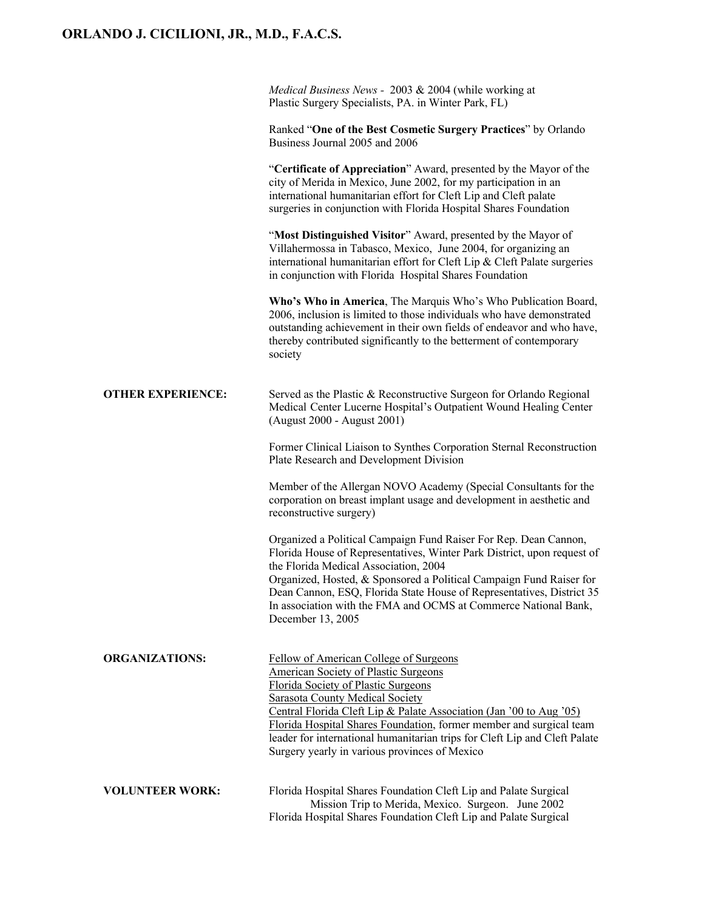*Medical Business News* - 2003 & 2004 (while working at Plastic Surgery Specialists, PA. in Winter Park, FL)

Ranked "**One of the Best Cosmetic Surgery Practices**" by Orlando Business Journal 2005 and 2006

"**Certificate of Appreciation**" Award, presented by the Mayor of the city of Merida in Mexico, June 2002, for my participation in an international humanitarian effort for Cleft Lip and Cleft palate surgeries in conjunction with Florida Hospital Shares Foundation

"**Most Distinguished Visitor**" Award, presented by the Mayor of Villahermossa in Tabasco, Mexico, June 2004, for organizing an international humanitarian effort for Cleft Lip & Cleft Palate surgeries in conjunction with Florida Hospital Shares Foundation

**Who's Who in America**, The Marquis Who's Who Publication Board, 2006, inclusion is limited to those individuals who have demonstrated outstanding achievement in their own fields of endeavor and who have, thereby contributed significantly to the betterment of contemporary society

**OTHER EXPERIENCE:**

Served as the Plastic & Reconstructive Surgeon for Orlando Regional Medical Center Lucerne Hospital's Outpatient Wound Healing Center (August 2000 - August 2001)

Former Clinical Liaison to Synthes Corporation Sternal Reconstruction Plate Research and Development Division

Member of the Allergan NOVO Academy (Special Consultants for the corporation on breast implant usage and development in aesthetic and reconstructive surgery)

Organized a Political Campaign Fund Raiser For Rep. Dean Cannon, Florida House of Representatives, Winter Park District, upon request of the Florida Medical Association, 2004
Organized, Hosted, & Sponsored a Political Campaign Fund Raiser for Dean Cannon, ESQ, Florida State House of Representatives, District 35 In association with the FMA and OCMS at Commerce National Bank, December 13, 2005

**ORGANIZATIONS:**

Fellow of American College of Surgeons
American Society of Plastic Surgeons
Florida Society of Plastic Surgeons
Sarasota County Medical Society
Central Florida Cleft Lip & Palate Association (Jan '00 to Aug '05)
Florida Hospital Shares Foundation, former member and surgical team leader for international humanitarian trips for Cleft Lip and Cleft Palate Surgery yearly in various provinces of Mexico

**VOLUNTEER WORK:**

Florida Hospital Shares Foundation Cleft Lip and Palate Surgical Mission Trip to Merida, Mexico. Surgeon. June 2002
Florida Hospital Shares Foundation Cleft Lip and Palate Surgical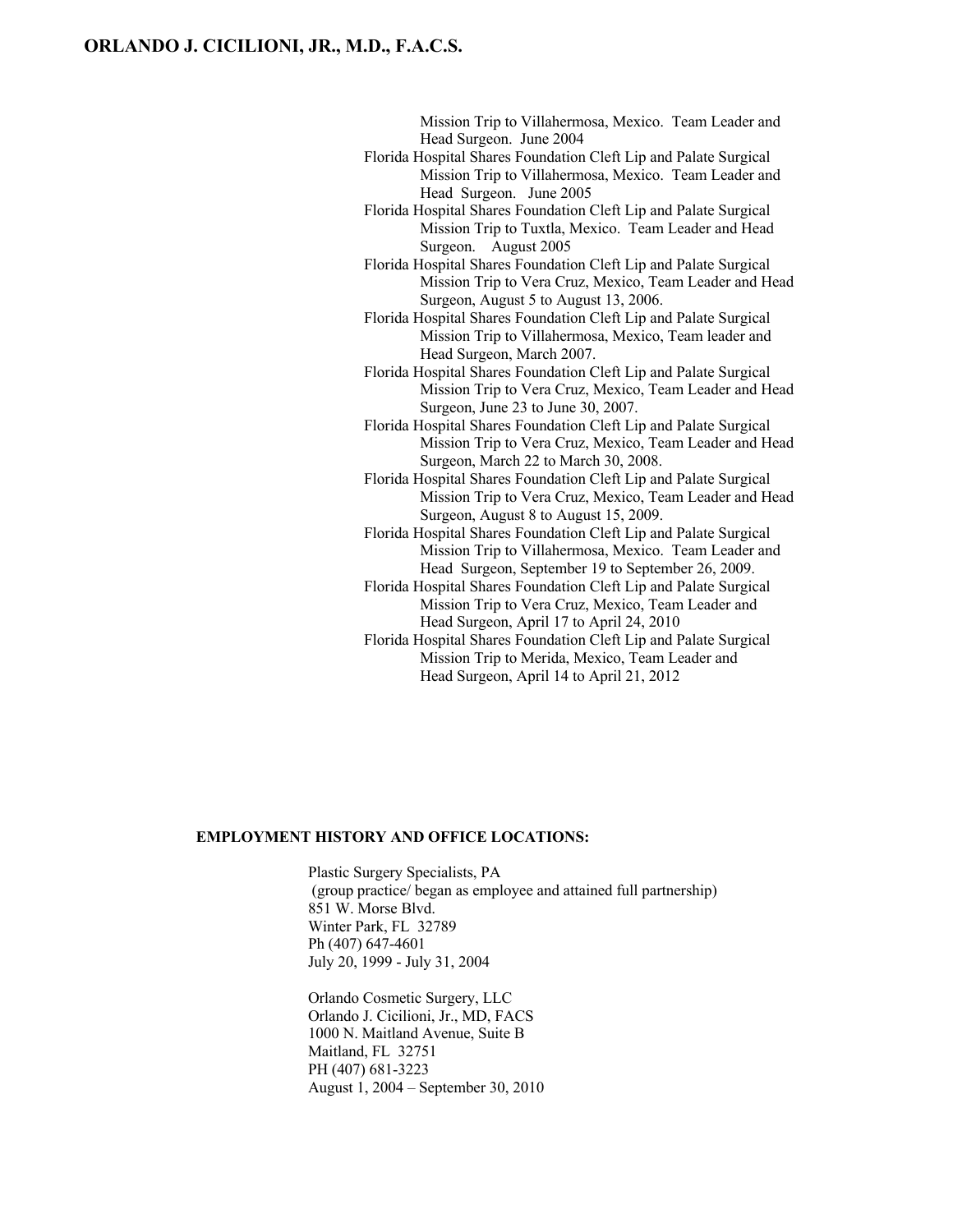Mission Trip to Villahermosa, Mexico. Team Leader and Head Surgeon. June 2004

- Florida Hospital Shares Foundation Cleft Lip and Palate Surgical Mission Trip to Villahermosa, Mexico. Team Leader and Head Surgeon. June 2005
- Florida Hospital Shares Foundation Cleft Lip and Palate Surgical Mission Trip to Tuxtla, Mexico. Team Leader and Head Surgeon. August 2005
- Florida Hospital Shares Foundation Cleft Lip and Palate Surgical Mission Trip to Vera Cruz, Mexico, Team Leader and Head Surgeon, August 5 to August 13, 2006.
- Florida Hospital Shares Foundation Cleft Lip and Palate Surgical Mission Trip to Villahermosa, Mexico, Team leader and Head Surgeon, March 2007.
- Florida Hospital Shares Foundation Cleft Lip and Palate Surgical Mission Trip to Vera Cruz, Mexico, Team Leader and Head Surgeon, June 23 to June 30, 2007.
- Florida Hospital Shares Foundation Cleft Lip and Palate Surgical Mission Trip to Vera Cruz, Mexico, Team Leader and Head Surgeon, March 22 to March 30, 2008.
- Florida Hospital Shares Foundation Cleft Lip and Palate Surgical Mission Trip to Vera Cruz, Mexico, Team Leader and Head Surgeon, August 8 to August 15, 2009.
- Florida Hospital Shares Foundation Cleft Lip and Palate Surgical Mission Trip to Villahermosa, Mexico. Team Leader and Head Surgeon, September 19 to September 26, 2009.
- Florida Hospital Shares Foundation Cleft Lip and Palate Surgical Mission Trip to Vera Cruz, Mexico, Team Leader and Head Surgeon, April 17 to April 24, 2010
- Florida Hospital Shares Foundation Cleft Lip and Palate Surgical Mission Trip to Merida, Mexico, Team Leader and Head Surgeon, April 14 to April 21, 2012

**EMPLOYMENT HISTORY AND OFFICE LOCATIONS:**

Plastic Surgery Specialists, PA  
(group practice/ began as employee and attained full partnership)  
851 W. Morse Blvd.  
Winter Park, FL 32789  
Ph (407) 647-4601  
July 20, 1999 - July 31, 2004

Orlando Cosmetic Surgery, LLC  
Orlando J. Cicilioni, Jr., MD, FACS  
1000 N. Maitland Avenue, Suite B  
Maitland, FL 32751  
PH (407) 681-3223  
August 1, 2004 – September 30, 2010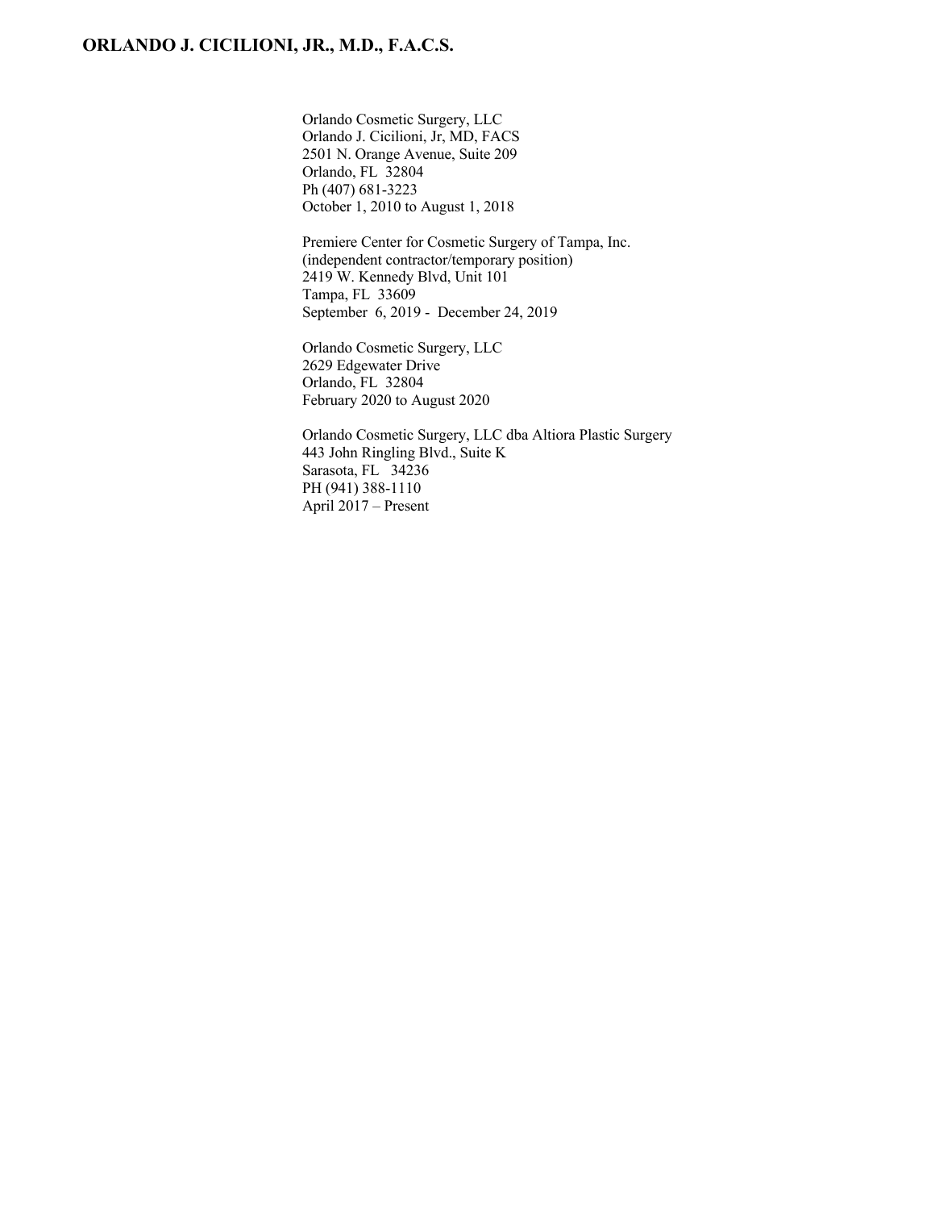Orlando Cosmetic Surgery, LLC
Orlando J. Cicilioni, Jr, MD, FACS
2501 N. Orange Avenue, Suite 209
Orlando, FL 32804
Ph (407) 681-3223
October 1, 2010 to August 1, 2018

Premiere Center for Cosmetic Surgery of Tampa, Inc.
(independent contractor/temporary position)
2419 W. Kennedy Blvd, Unit 101
Tampa, FL 33609
September 6, 2019 - December 24, 2019

Orlando Cosmetic Surgery, LLC
2629 Edgewater Drive
Orlando, FL 32804
February 2020 to August 2020

Orlando Cosmetic Surgery, LLC dba Altiora Plastic Surgery
443 John Ringling Blvd., Suite K
Sarasota, FL 34236
PH (941) 388-1110
April 2017 – Present